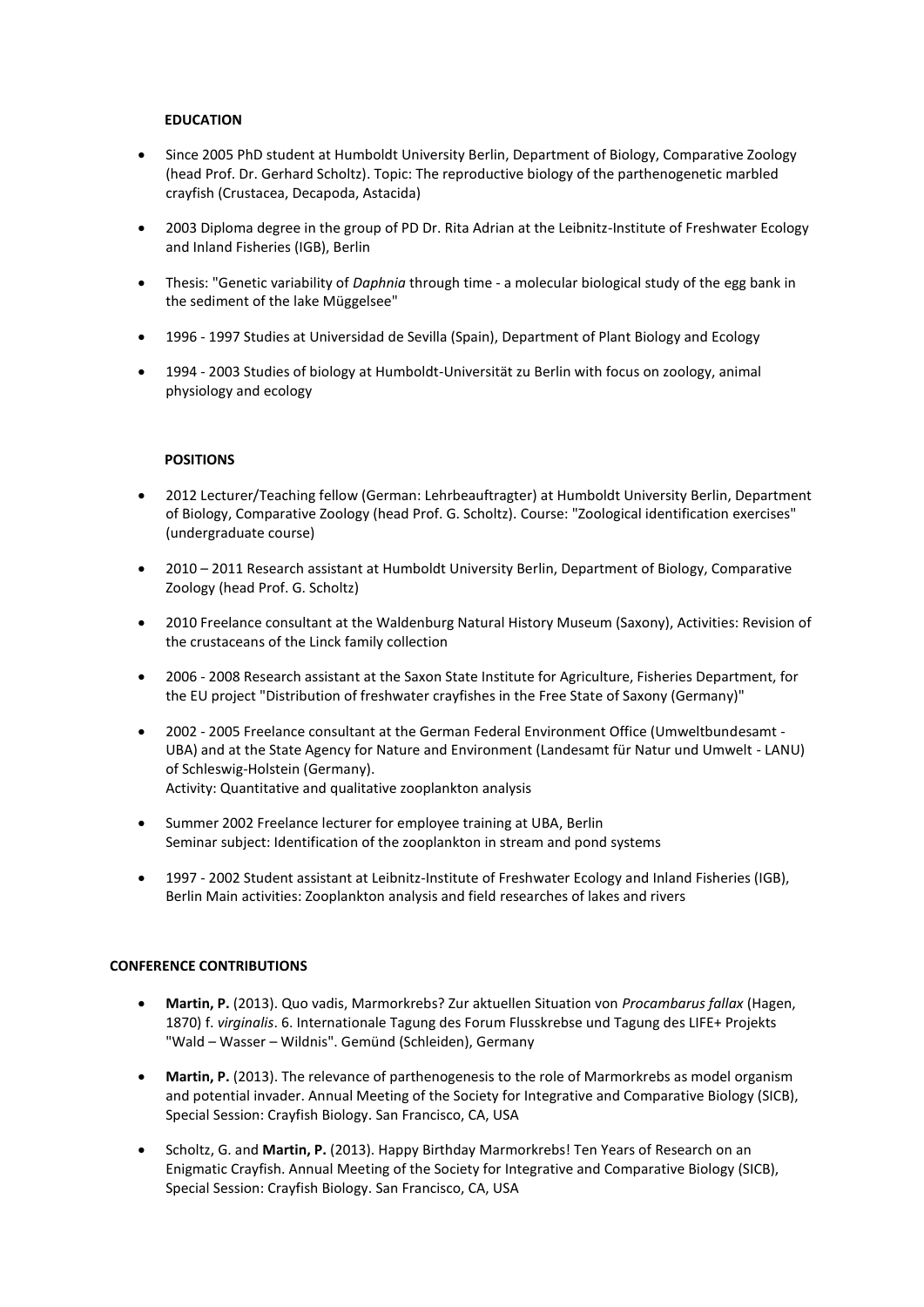## EDUCATION

- Since 2005 PhD student at Humboldt University Berlin, Department of Biology, Comparative Zoology (head Prof. Dr. Gerhard Scholtz). Topic: The reproductive biology of the parthenogenetic marbled crayfish (Crustacea, Decapoda, Astacida)
- 2003 Diploma degree in the group of PD Dr. Rita Adrian at the Leibnitz-Institute of Freshwater Ecology and Inland Fisheries (IGB), Berlin
- Thesis: "Genetic variability of *Daphnia* through time - a molecular biological study of the egg bank in the sediment of the lake Müggelsee"
- 1996 - 1997 Studies at Universidad de Sevilla (Spain), Department of Plant Biology and Ecology
- 1994 - 2003 Studies of biology at Humboldt-Universität zu Berlin with focus on zoology, animal physiology and ecology

## POSITIONS

- 2012 Lecturer/Teaching fellow (German: Lehrbeauftragter) at Humboldt University Berlin, Department of Biology, Comparative Zoology (head Prof. G. Scholtz). Course: "Zoological identification exercises" (undergraduate course)
- 2010 – 2011 Research assistant at Humboldt University Berlin, Department of Biology, Comparative Zoology (head Prof. G. Scholtz)
- 2010 Freelance consultant at the Waldenburg Natural History Museum (Saxony), Activities: Revision of the crustaceans of the Linck family collection
- 2006 - 2008 Research assistant at the Saxon State Institute for Agriculture, Fisheries Department, for the EU project "Distribution of freshwater crayfishes in the Free State of Saxony (Germany)"
- 2002 - 2005 Freelance consultant at the German Federal Environment Office (Umweltbundesamt - UBA) and at the State Agency for Nature and Environment (Landesamt für Natur und Umwelt - LANU) of Schleswig-Holstein (Germany).
  Activity: Quantitative and qualitative zooplankton analysis
- Summer 2002 Freelance lecturer for employee training at UBA, Berlin
  Seminar subject: Identification of the zooplankton in stream and pond systems
- 1997 - 2002 Student assistant at Leibnitz-Institute of Freshwater Ecology and Inland Fisheries (IGB), Berlin Main activities: Zooplankton analysis and field researches of lakes and rivers

## CONFERENCE CONTRIBUTIONS

- **Martin, P.** (2013). Quo vadis, Marmorkrebs? Zur aktuellen Situation von *Procambarus fallax* (Hagen, 1870) f. *virginalis*. 6. Internationale Tagung des Forum Flusskrebse und Tagung des LIFE+ Projekts "Wald – Wasser – Wildnis". Gemünd (Schleiden), Germany
- **Martin, P.** (2013). The relevance of parthenogenesis to the role of Marmorkrebs as model organism and potential invader. Annual Meeting of the Society for Integrative and Comparative Biology (SICB), Special Session: Crayfish Biology. San Francisco, CA, USA
- Scholtz, G. and **Martin, P.** (2013). Happy Birthday Marmorkrebs! Ten Years of Research on an Enigmatic Crayfish. Annual Meeting of the Society for Integrative and Comparative Biology (SICB), Special Session: Crayfish Biology. San Francisco, CA, USA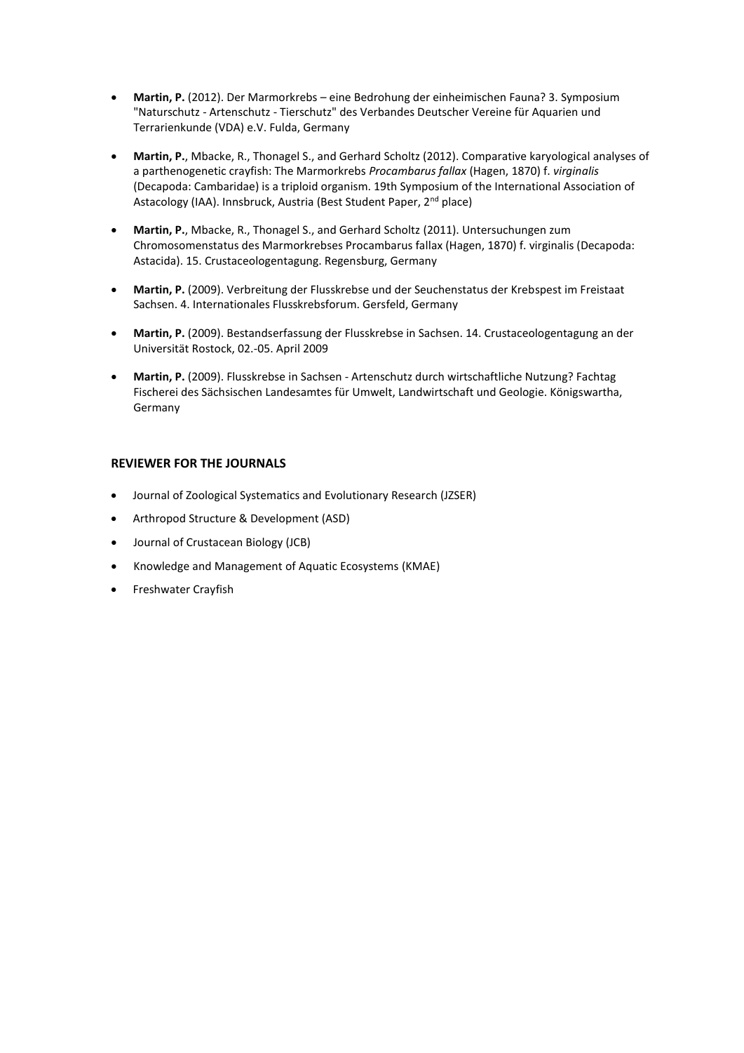- **Martin, P.** (2012). Der Marmorkrebs – eine Bedrohung der einheimischen Fauna? 3. Symposium "Naturschutz - Artenschutz - Tierschutz" des Verbandes Deutscher Vereine für Aquarien und Terrarienkunde (VDA) e.V. Fulda, Germany

- **Martin, P.**, Mbacke, R., Thonagel S., and Gerhard Scholtz (2012). Comparative karyological analyses of a parthenogenetic crayfish: The Marmorkrebs *Procambarus fallax* (Hagen, 1870) f. *virginalis* (Decapoda: Cambaridae) is a triploid organism. 19th Symposium of the International Association of Astacology (IAA). Innsbruck, Austria (Best Student Paper, 2nd place)

- **Martin, P.**, Mbacke, R., Thonagel S., and Gerhard Scholtz (2011). Untersuchungen zum Chromosomenstatus des Marmorkrebses Procambarus fallax (Hagen, 1870) f. virginalis (Decapoda: Astacida). 15. Crustaceologentagung. Regensburg, Germany

- **Martin, P.** (2009). Verbreitung der Flusskrebse und der Seuchenstatus der Krebspest im Freistaat Sachsen. 4. Internationales Flusskrebsforum. Gersfeld, Germany

- **Martin, P.** (2009). Bestandserfassung der Flusskrebse in Sachsen. 14. Crustaceologentagung an der Universität Rostock, 02.-05. April 2009

- **Martin, P.** (2009). Flusskrebse in Sachsen - Artenschutz durch wirtschaftliche Nutzung? Fachtag Fischerei des Sächsischen Landesamtes für Umwelt, Landwirtschaft und Geologie. Königswartha, Germany

### REVIEWER FOR THE JOURNALS

- Journal of Zoological Systematics and Evolutionary Research (JZSER)
- Arthropod Structure & Development (ASD)
- Journal of Crustacean Biology (JCB)
- Knowledge and Management of Aquatic Ecosystems (KMAE)
- Freshwater Crayfish